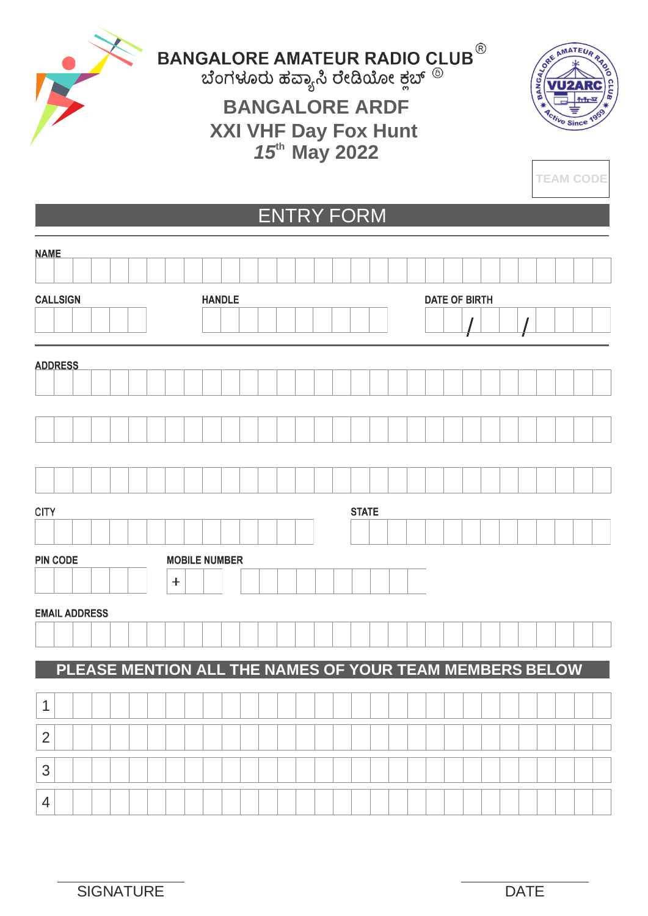# BANGALORE AMATEUR RADIO CLUB®

ಬೆಂಗಳೂರು ಹವ್ಯಾಸಿ ರೇಡಿಯೋ ಕ್ಲಬ್ ®

## BANGALORE ARDF
## XXI VHF Day Fox Hunt
## *15th* May 2022

TEAM CODE

## ENTRY FORM

NAME

CALLSIGN

HANDLE

DATE OF BIRTH / /

ADDRESS

CITY

STATE

PIN CODE

MOBILE NUMBER +

EMAIL ADDRESS

## PLEASE MENTION ALL THE NAMES OF YOUR TEAM MEMBERS BELOW

1

2

3

4

SIGNATURE

DATE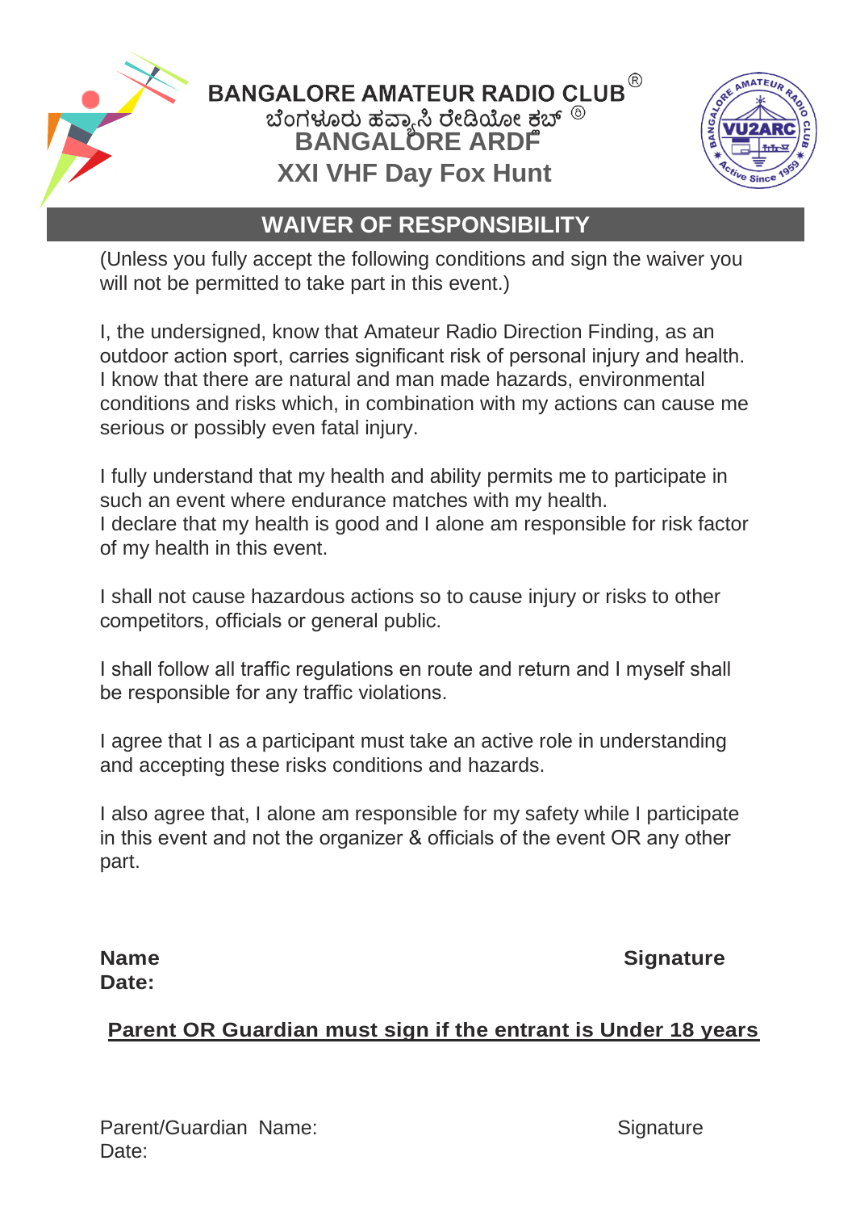# BANGALORE AMATEUR RADIO CLUB®

ಬೆಂಗಳೂರು ಹವ್ಯಾಸಿ ರೇಡಿಯೋ ಕ್ಲಬ್ ®

## BANGALORE ARDF

## XXI VHF Day Fox Hunt

## WAIVER OF RESPONSIBILITY

(Unless you fully accept the following conditions and sign the waiver you will not be permitted to take part in this event.)

I, the undersigned, know that Amateur Radio Direction Finding, as an outdoor action sport, carries significant risk of personal injury and health. I know that there are natural and man made hazards, environmental conditions and risks which, in combination with my actions can cause me serious or possibly even fatal injury.

I fully understand that my health and ability permits me to participate in such an event where endurance matches with my health.
I declare that my health is good and I alone am responsible for risk factor of my health in this event.

I shall not cause hazardous actions so to cause injury or risks to other competitors, officials or general public.

I shall follow all traffic regulations en route and return and I myself shall be responsible for any traffic violations.

I agree that I as a participant must take an active role in understanding and accepting these risks conditions and hazards.

I also agree that, I alone am responsible for my safety while I participate in this event and not the organizer & officials of the event OR any other part.

**Name** **Signature**
**Date:**

**Parent OR Guardian must sign if the entrant is Under 18 years**

Parent/Guardian Name: Signature
Date: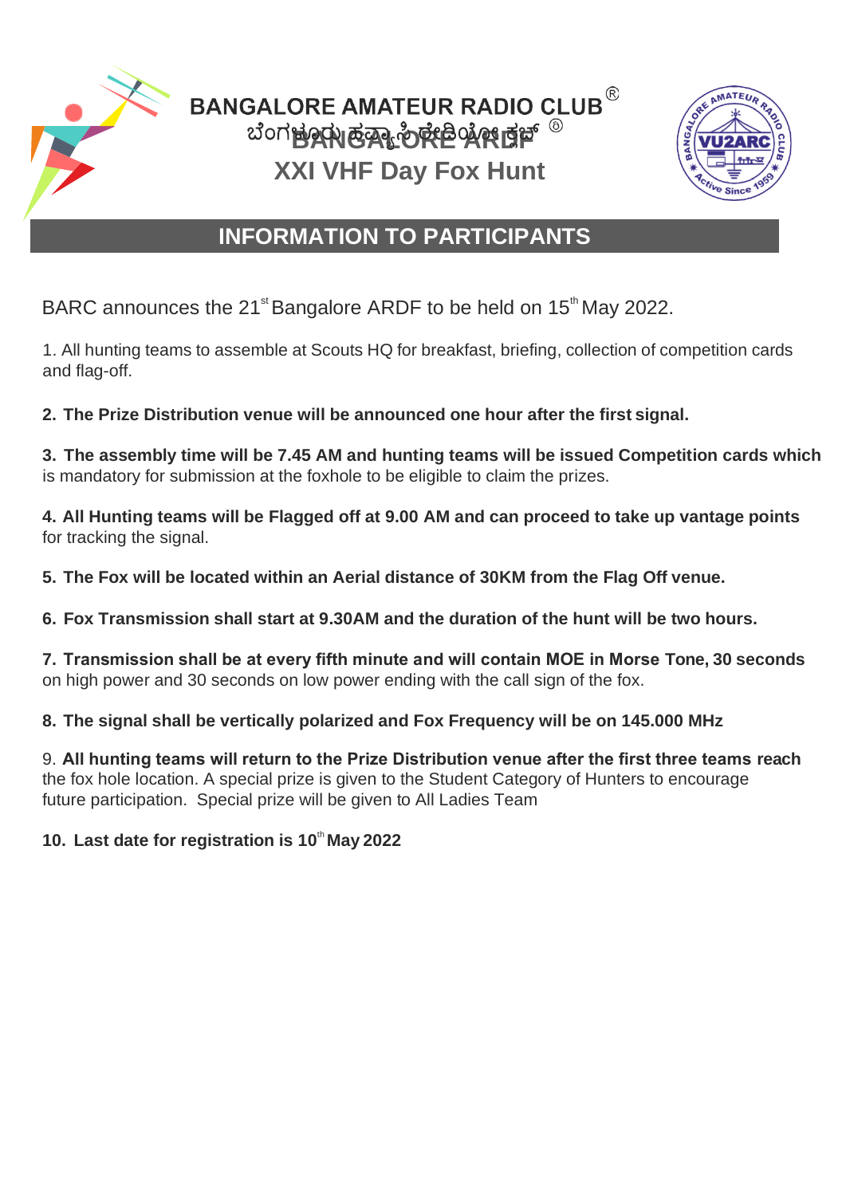# BANGALORE AMATEUR RADIO CLUB®

ಬೆಂಗಳೂರು ಹವ್ಯಾಸಿ ರೇಡಿಯೋ ಕ್ಲಬ್ ®

BANGALORE ARDF

## XXI VHF Day Fox Hunt

## INFORMATION TO PARTICIPANTS

BARC announces the 21st Bangalore ARDF to be held on 15th May 2022.

1. All hunting teams to assemble at Scouts HQ for breakfast, briefing, collection of competition cards and flag-off.

**2. The Prize Distribution venue will be announced one hour after the first signal.**

**3. The assembly time will be 7.45 AM and hunting teams will be issued Competition cards which** is mandatory for submission at the foxhole to be eligible to claim the prizes.

**4. All Hunting teams will be Flagged off at 9.00 AM and can proceed to take up vantage points** for tracking the signal.

**5. The Fox will be located within an Aerial distance of 30KM from the Flag Off venue.**

**6. Fox Transmission shall start at 9.30AM and the duration of the hunt will be two hours.**

**7. Transmission shall be at every fifth minute and will contain MOE in Morse Tone, 30 seconds** on high power and 30 seconds on low power ending with the call sign of the fox.

**8. The signal shall be vertically polarized and Fox Frequency will be on 145.000 MHz**

9. **All hunting teams will return to the Prize Distribution venue after the first three teams reach** the fox hole location. A special prize is given to the Student Category of Hunters to encourage future participation. Special prize will be given to All Ladies Team

**10. Last date for registration is 10th May 2022**